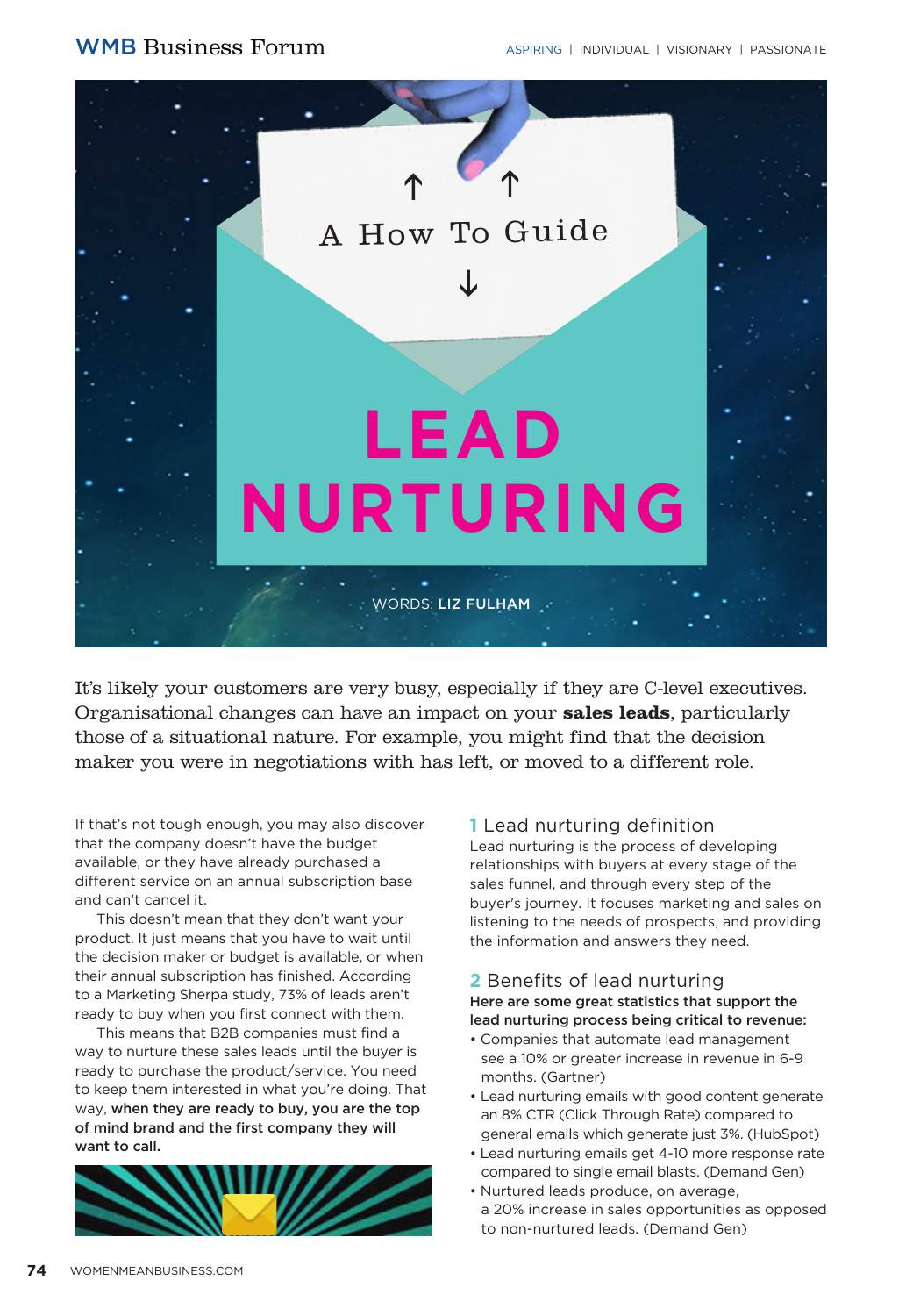A How To Guide

# LEAD NURTURING

WORDS: **LIZ FULHAM**

It's likely your customers are very busy, especially if they are C-level executives. Organisational changes can have an impact on your **sales leads**, particularly those of a situational nature. For example, you might find that the decision maker you were in negotiations with has left, or moved to a different role.

If that's not tough enough, you may also discover that the company doesn't have the budget available, or they have already purchased a different service on an annual subscription base and can't cancel it.

This doesn't mean that they don't want your product. It just means that you have to wait until the decision maker or budget is available, or when their annual subscription has finished. According to a Marketing Sherpa study, 73% of leads aren't ready to buy when you first connect with them.

This means that B2B companies must find a way to nurture these sales leads until the buyer is ready to purchase the product/service. You need to keep them interested in what you're doing. That way, **when they are ready to buy, you are the top of mind brand and the first company they will want to call.**

## 1 Lead nurturing definition

Lead nurturing is the process of developing relationships with buyers at every stage of the sales funnel, and through every step of the buyer's journey. It focuses marketing and sales on listening to the needs of prospects, and providing the information and answers they need.

## 2 Benefits of lead nurturing

**Here are some great statistics that support the lead nurturing process being critical to revenue:**

- Companies that automate lead management see a 10% or greater increase in revenue in 6-9 months. (Gartner)
- Lead nurturing emails with good content generate an 8% CTR (Click Through Rate) compared to general emails which generate just 3%. (HubSpot)
- Lead nurturing emails get 4-10 more response rate compared to single email blasts. (Demand Gen)
- Nurtured leads produce, on average, a 20% increase in sales opportunities as opposed to non-nurtured leads. (Demand Gen)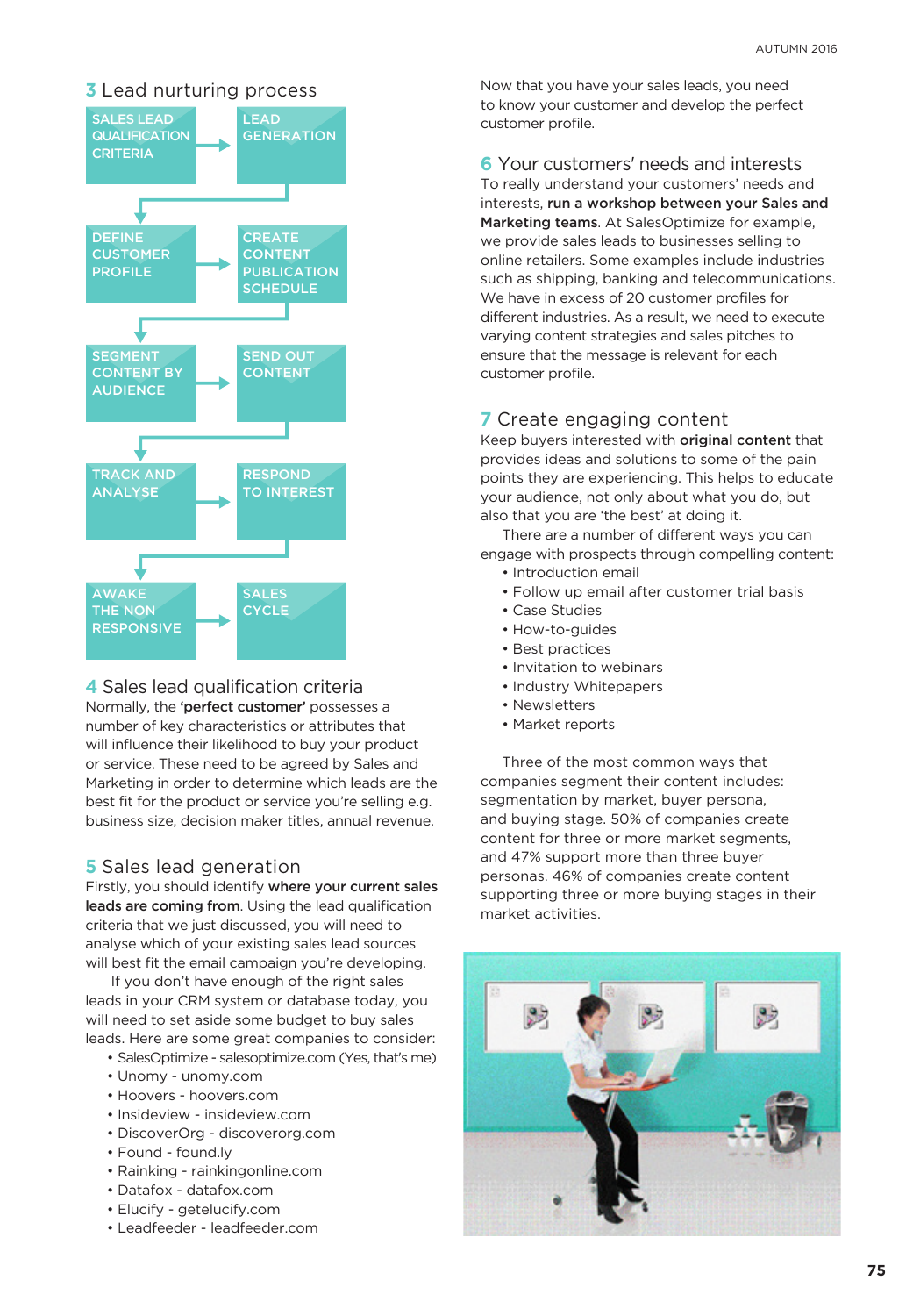## 3 Lead nurturing process

SALES LEAD QUALIFICATION CRITERIA → LEAD GENERATION

DEFINE CUSTOMER PROFILE → CREATE CONTENT PUBLICATION SCHEDULE

SEGMENT CONTENT BY AUDIENCE → SEND OUT CONTENT

TRACK AND ANALYSE → RESPOND TO INTEREST

AWAKE THE NON RESPONSIVE → SALES CYCLE

## 4 Sales lead qualification criteria

Normally, the **'perfect customer'** possesses a number of key characteristics or attributes that will influence their likelihood to buy your product or service. These need to be agreed by Sales and Marketing in order to determine which leads are the best fit for the product or service you're selling e.g. business size, decision maker titles, annual revenue.

## 5 Sales lead generation

Firstly, you should identify **where your current sales leads are coming from**. Using the lead qualification criteria that we just discussed, you will need to analyse which of your existing sales lead sources will best fit the email campaign you're developing.

If you don't have enough of the right sales leads in your CRM system or database today, you will need to set aside some budget to buy sales leads. Here are some great companies to consider:

- SalesOptimize - salesoptimize.com (Yes, that's me)
- Unomy - unomy.com
- Hoovers - hoovers.com
- Insideview - insideview.com
- DiscoverOrg - discoverorg.com
- Found - found.ly
- Rainking - rainkingonline.com
- Datafox - datafox.com
- Elucify - getelucify.com
- Leadfeeder - leadfeeder.com

Now that you have your sales leads, you need to know your customer and develop the perfect customer profile.

## 6 Your customers' needs and interests

To really understand your customers' needs and interests, **run a workshop between your Sales and Marketing teams**. At SalesOptimize for example, we provide sales leads to businesses selling to online retailers. Some examples include industries such as shipping, banking and telecommunications. We have in excess of 20 customer profiles for different industries. As a result, we need to execute varying content strategies and sales pitches to ensure that the message is relevant for each customer profile.

## 7 Create engaging content

Keep buyers interested with **original content** that provides ideas and solutions to some of the pain points they are experiencing. This helps to educate your audience, not only about what you do, but also that you are 'the best' at doing it.

There are a number of different ways you can engage with prospects through compelling content:

- Introduction email
- Follow up email after customer trial basis
- Case Studies
- How-to-guides
- Best practices
- Invitation to webinars
- Industry Whitepapers
- Newsletters
- Market reports

Three of the most common ways that companies segment their content includes: segmentation by market, buyer persona, and buying stage. 50% of companies create content for three or more market segments, and 47% support more than three buyer personas. 46% of companies create content supporting three or more buying stages in their market activities.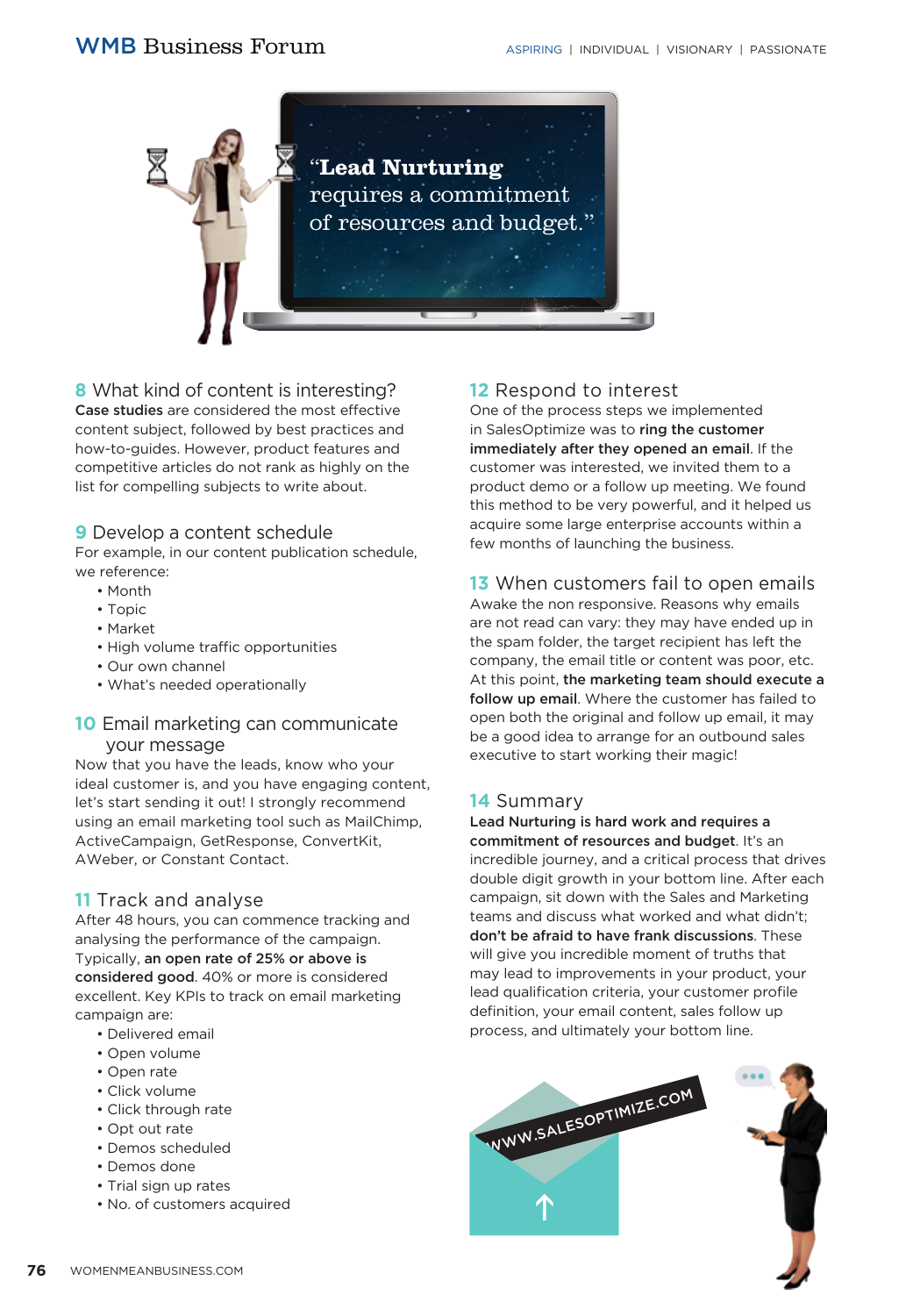"**Lead Nurturing** requires a commitment of resources and budget."

## 8 What kind of content is interesting?

**Case studies** are considered the most effective content subject, followed by best practices and how-to-guides. However, product features and competitive articles do not rank as highly on the list for compelling subjects to write about.

## 9 Develop a content schedule

For example, in our content publication schedule, we reference:

- Month
- Topic
- Market
- High volume traffic opportunities
- Our own channel
- What's needed operationally

## 10 Email marketing can communicate your message

Now that you have the leads, know who your ideal customer is, and you have engaging content, let's start sending it out! I strongly recommend using an email marketing tool such as MailChimp, ActiveCampaign, GetResponse, ConvertKit, AWeber, or Constant Contact.

## 11 Track and analyse

After 48 hours, you can commence tracking and analysing the performance of the campaign. Typically, **an open rate of 25% or above is considered good**. 40% or more is considered excellent. Key KPIs to track on email marketing campaign are:

- Delivered email
- Open volume
- Open rate
- Click volume
- Click through rate
- Opt out rate
- Demos scheduled
- Demos done
- Trial sign up rates
- No. of customers acquired

## 12 Respond to interest

One of the process steps we implemented in SalesOptimize was to **ring the customer immediately after they opened an email**. If the customer was interested, we invited them to a product demo or a follow up meeting. We found this method to be very powerful, and it helped us acquire some large enterprise accounts within a few months of launching the business.

## 13 When customers fail to open emails

Awake the non responsive. Reasons why emails are not read can vary: they may have ended up in the spam folder, the target recipient has left the company, the email title or content was poor, etc. At this point, **the marketing team should execute a follow up email**. Where the customer has failed to open both the original and follow up email, it may be a good idea to arrange for an outbound sales executive to start working their magic!

## 14 Summary

**Lead Nurturing is hard work and requires a commitment of resources and budget**. It's an incredible journey, and a critical process that drives double digit growth in your bottom line. After each campaign, sit down with the Sales and Marketing teams and discuss what worked and what didn't; **don't be afraid to have frank discussions**. These will give you incredible moment of truths that may lead to improvements in your product, your lead qualification criteria, your customer profile definition, your email content, sales follow up process, and ultimately your bottom line.

WWW.SALESOPTIMIZE.COM